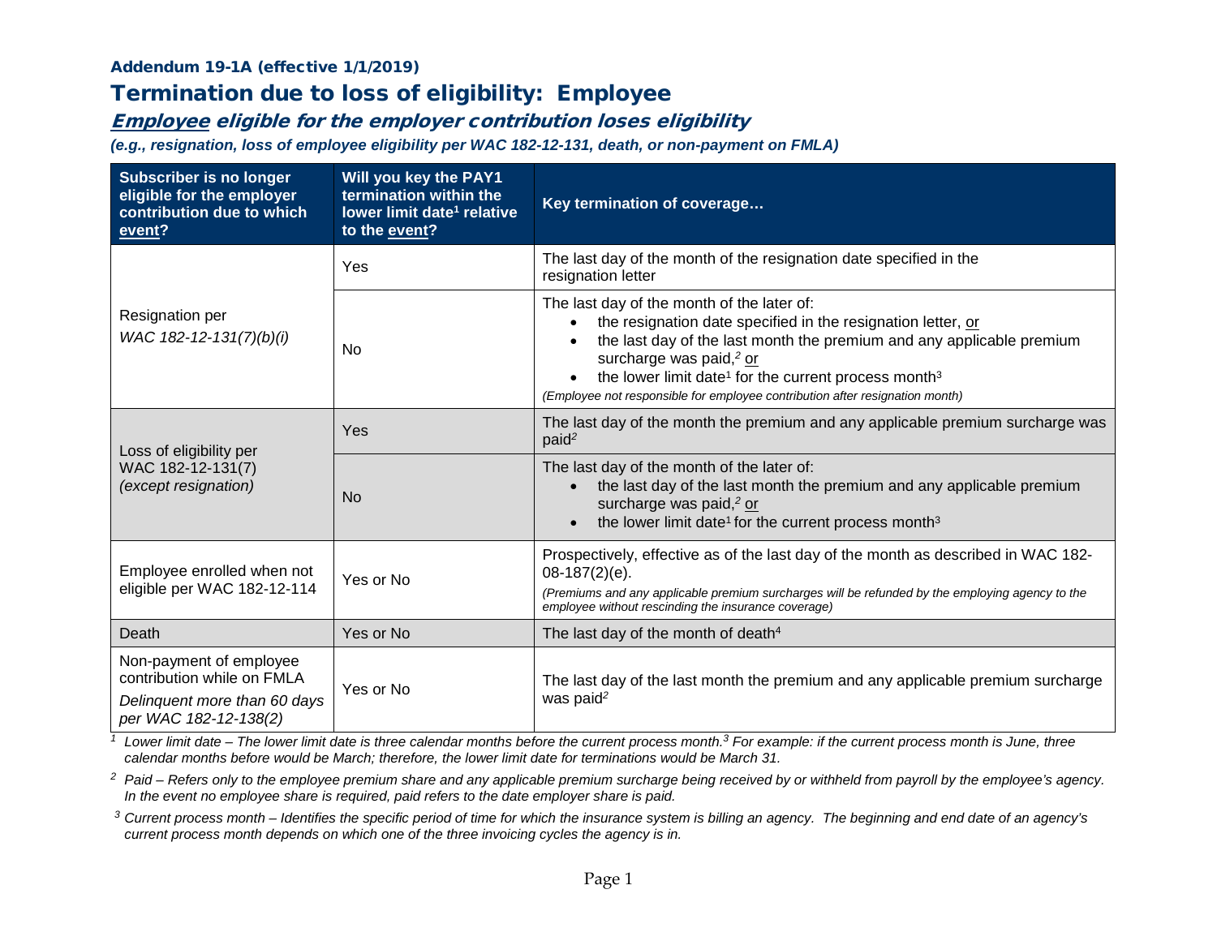**Addendum 19-1A (effective 1/1/2019)**

# Termination due to loss of eligibility: Employee

## *Employee eligible for the employer contribution loses eligibility*

***(e.g., resignation, loss of employee eligibility per WAC 182-12-131, death, or non-payment on FMLA)***

| Subscriber is no longer eligible for the employer contribution due to which event? | Will you key the PAY1 termination within the lower limit date[1] relative to the event? | Key termination of coverage… |
|---|---|---|
| Resignation per *WAC 182-12-131(7)(b)(i)* | Yes | The last day of the month of the resignation date specified in the resignation letter |
| | No | The last day of the month of the later of: <br>• the resignation date specified in the resignation letter, or <br>• the last day of the last month the premium and any applicable premium surcharge was paid,[2] or <br>• the lower limit date[1] for the current process month[3] <br>*(Employee not responsible for employee contribution after resignation month)* |
| Loss of eligibility per WAC 182-12-131(7) *(except resignation)* | Yes | The last day of the month the premium and any applicable premium surcharge was paid[2] |
| | No | The last day of the month of the later of: <br>• the last day of the last month the premium and any applicable premium surcharge was paid,[2] or <br>• the lower limit date[1] for the current process month[3] |
| Employee enrolled when not eligible per WAC 182-12-114 | Yes or No | Prospectively, effective as of the last day of the month as described in WAC 182-08-187(2)(e). <br>*(Premiums and any applicable premium surcharges will be refunded by the employing agency to the employee without rescinding the insurance coverage)* |
| Death | Yes or No | The last day of the month of death[4] |
| Non-payment of employee contribution while on FMLA <br>*Delinquent more than 60 days per WAC 182-12-138(2)* | Yes or No | The last day of the last month the premium and any applicable premium surcharge was paid[2] |

*[1] Lower limit date – The lower limit date is three calendar months before the current process month.[3] For example: if the current process month is June, three calendar months before would be March; therefore, the lower limit date for terminations would be March 31.*

*[2] Paid – Refers only to the employee premium share and any applicable premium surcharge being received by or withheld from payroll by the employee's agency. In the event no employee share is required, paid refers to the date employer share is paid.*

*[3] Current process month – Identifies the specific period of time for which the insurance system is billing an agency. The beginning and end date of an agency's current process month depends on which one of the three invoicing cycles the agency is in.*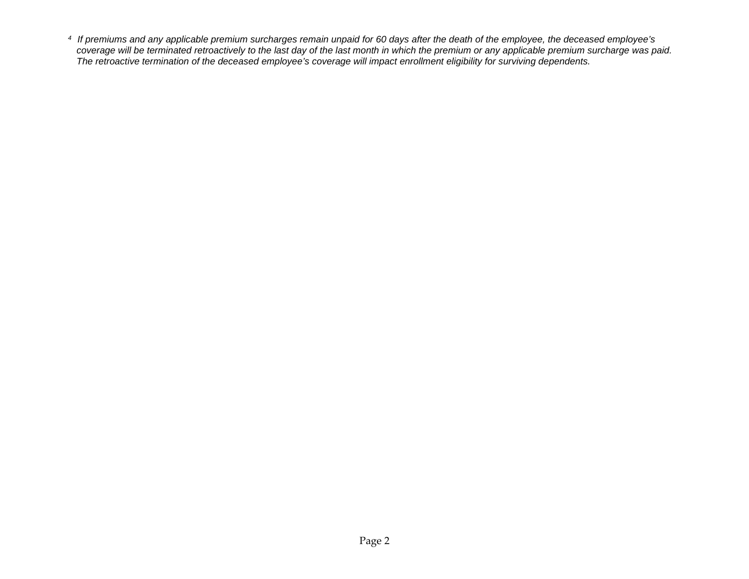[4] *If premiums and any applicable premium surcharges remain unpaid for 60 days after the death of the employee, the deceased employee's coverage will be terminated retroactively to the last day of the last month in which the premium or any applicable premium surcharge was paid. The retroactive termination of the deceased employee's coverage will impact enrollment eligibility for surviving dependents.*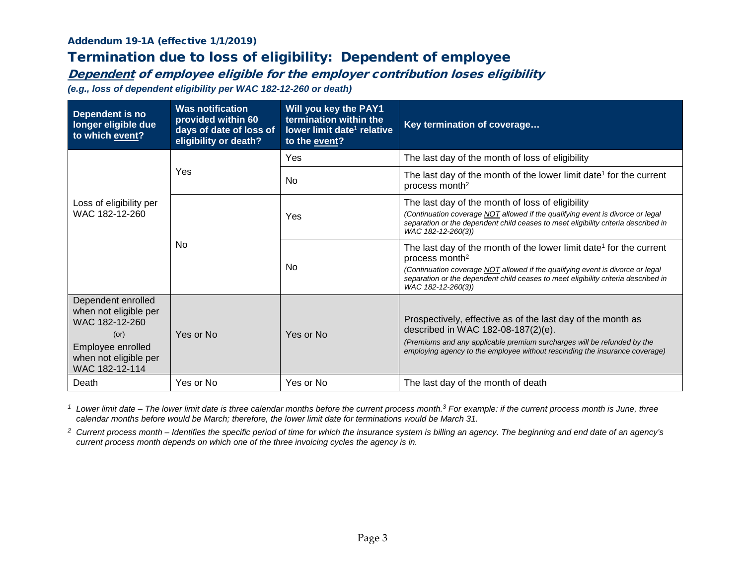### Addendum 19-1A (effective 1/1/2019)

# Termination due to loss of eligibility: Dependent of employee

## *Dependent of employee eligible for the employer contribution loses eligibility*

***(e.g., loss of dependent eligibility per WAC 182-12-260 or death)***

| Dependent is no longer eligible due to which event? | Was notification provided within 60 days of date of loss of eligibility or death? | Will you key the PAY1 termination within the lower limit date[1] relative to the event? | Key termination of coverage… |
|---|---|---|---|
| Loss of eligibility per WAC 182-12-260 | Yes | Yes | The last day of the month of loss of eligibility |
| | | No | The last day of the month of the lower limit date[1] for the current process month[2] |
| | No | Yes | The last day of the month of loss of eligibility *(Continuation coverage NOT allowed if the qualifying event is divorce or legal separation or the dependent child ceases to meet eligibility criteria described in WAC 182-12-260(3))* |
| | | No | The last day of the month of the lower limit date[1] for the current process month[2] *(Continuation coverage NOT allowed if the qualifying event is divorce or legal separation or the dependent child ceases to meet eligibility criteria described in WAC 182-12-260(3))* |
| Dependent enrolled when not eligible per WAC 182-12-260 (or) Employee enrolled when not eligible per WAC 182-12-114 | Yes or No | Yes or No | Prospectively, effective as of the last day of the month as described in WAC 182-08-187(2)(e). *(Premiums and any applicable premium surcharges will be refunded by the employing agency to the employee without rescinding the insurance coverage)* |
| Death | Yes or No | Yes or No | The last day of the month of death |

*[1] Lower limit date – The lower limit date is three calendar months before the current process month.[3] For example: if the current process month is June, three calendar months before would be March; therefore, the lower limit date for terminations would be March 31.*

*[2] Current process month – Identifies the specific period of time for which the insurance system is billing an agency. The beginning and end date of an agency's current process month depends on which one of the three invoicing cycles the agency is in.*